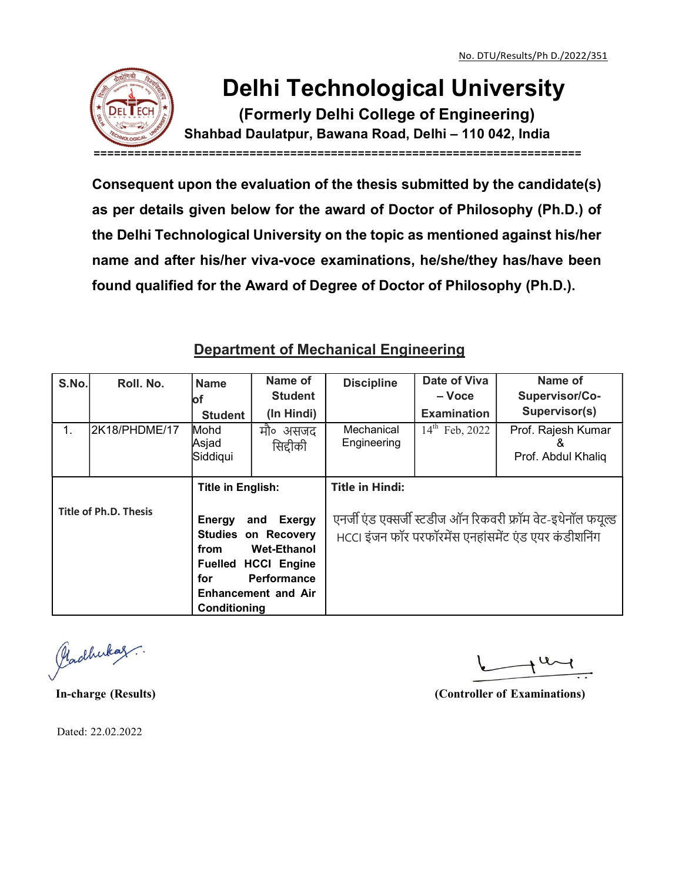No. DTU/Results/Ph D./2022/351

# Delhi Technological University

**(Formerly Delhi College of Engineering)**

**Shahbad Daulatpur, Bawana Road, Delhi – 110 042, India**

========================================================================

**Consequent upon the evaluation of the thesis submitted by the candidate(s) as per details given below for the award of Doctor of Philosophy (Ph.D.) of the Delhi Technological University on the topic as mentioned against his/her name and after his/her viva-voce examinations, he/she/they has/have been found qualified for the Award of Degree of Doctor of Philosophy (Ph.D.).**

## Department of Mechanical Engineering

| S.No. | Roll. No. | Name of Student | Name of Student (In Hindi) | Discipline | Date of Viva – Voce Examination | Name of Supervisor/Co-Supervisor(s) |
|---|---|---|---|---|---|---|
| 1. | 2K18/PHDME/17 | Mohd Asjad Siddiqui | मौ० असजद सिद्दीकी | Mechanical Engineering | 14th Feb, 2022 | Prof. Rajesh Kumar & Prof. Abdul Khaliq |
| Title of Ph.D. Thesis | | **Title in English:** **Energy and Exergy Studies on Recovery from Wet-Ethanol Fuelled HCCI Engine for Performance Enhancement and Air Conditioning** | | **Title in Hindi:** एनर्जी एंड एक्सर्जी स्टडीज ऑन रिकवरी फ्रॉम वेट-इथेनॉल फयूल्ड HCCI इंजन फॉर परफॉरमेंस एनहांसमेंट एंड एयर कंडीशनिंग | | |

In-charge (Results)

(Controller of Examinations)

Dated: 22.02.2022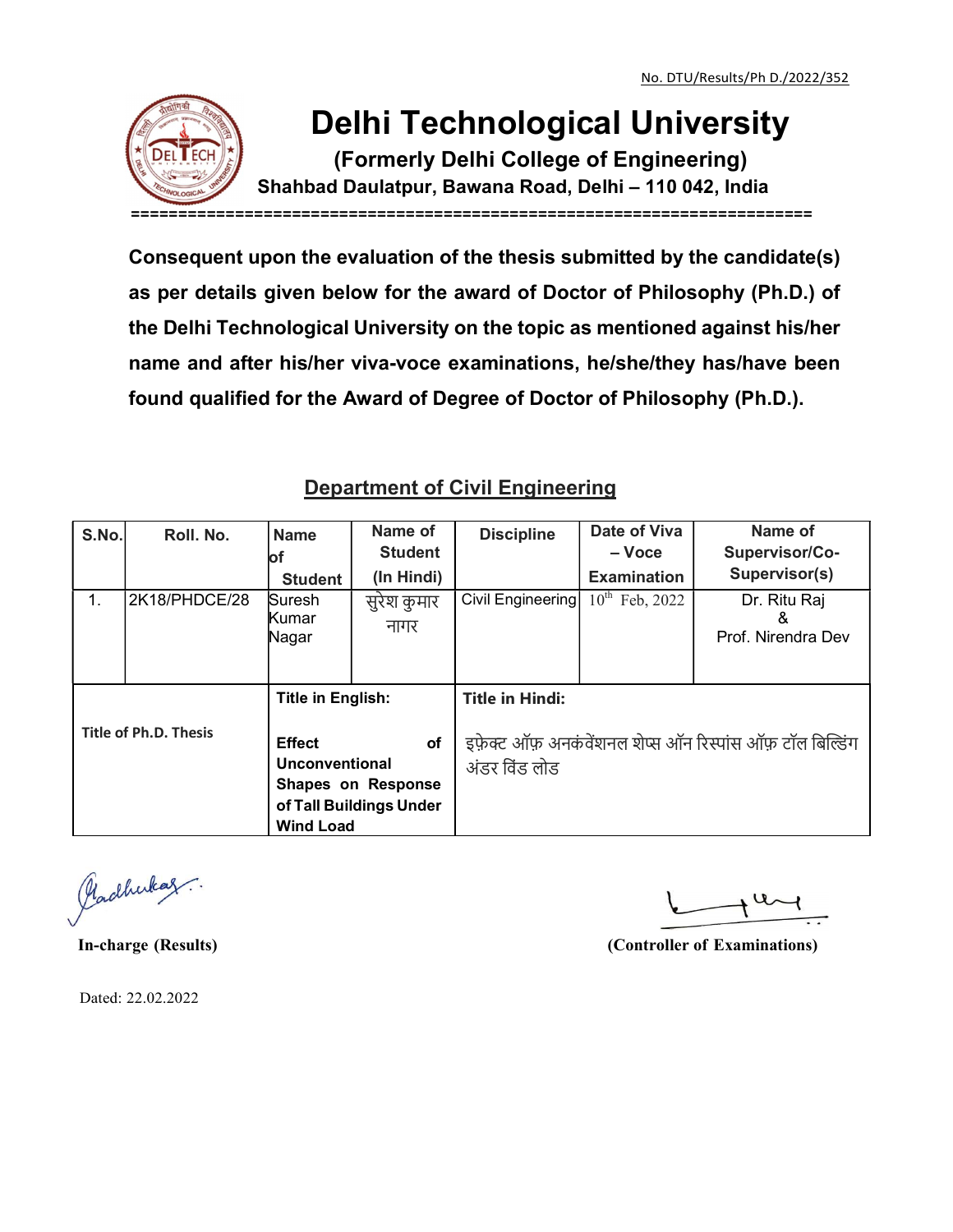No. DTU/Results/Ph D./2022/352

# Delhi Technological University

**(Formerly Delhi College of Engineering)**

**Shahbad Daulatpur, Bawana Road, Delhi – 110 042, India**

**Consequent upon the evaluation of the thesis submitted by the candidate(s) as per details given below for the award of Doctor of Philosophy (Ph.D.) of the Delhi Technological University on the topic as mentioned against his/her name and after his/her viva-voce examinations, he/she/they has/have been found qualified for the Award of Degree of Doctor of Philosophy (Ph.D.).**

## Department of Civil Engineering

| S.No. | Roll. No. | Name of Student | Name of Student (In Hindi) | Discipline | Date of Viva – Voce Examination | Name of Supervisor/Co-Supervisor(s) |
|---|---|---|---|---|---|---|
| 1. | 2K18/PHDCE/28 | Suresh Kumar Nagar | सुरेश कुमार नागर | Civil Engineering | 10th Feb, 2022 | Dr. Ritu Raj & Prof. Nirendra Dev |
| **Title of Ph.D. Thesis** | | **Title in English:** **Effect of Unconventional Shapes on Response of Tall Buildings Under Wind Load** | | **Title in Hindi:** इफ़ेक्ट ऑफ़ अनकंवेंशनल शेप्स ऑन रिस्पांस ऑफ़ टॉल बिल्डिंग अंडर विंड लोड | | |

**In-charge (Results)**

**(Controller of Examinations)**

Dated: 22.02.2022